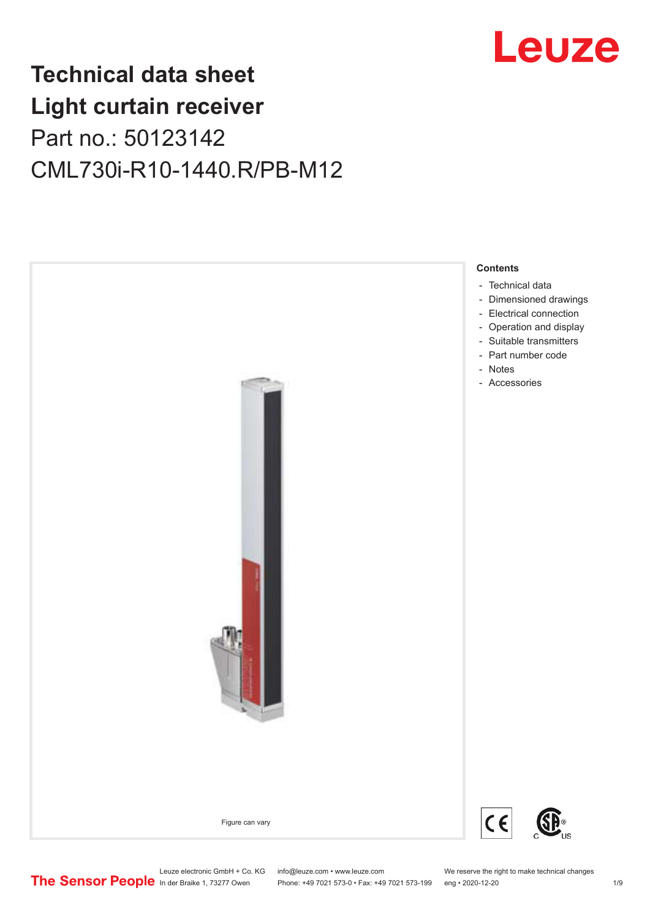Leuze

# Technical data sheet
# Light curtain receiver

Part no.: 50123142

CML730i-R10-1440.R/PB-M12

Figure can vary

**Contents**

- Technical data
- Dimensioned drawings
- Electrical connection
- Operation and display
- Suitable transmitters
- Part number code
- Notes
- Accessories

The Sensor People

Leuze electronic GmbH + Co. KG
In der Braike 1, 73277 Owen

info@leuze.com • www.leuze.com
Phone: +49 7021 573-0 • Fax: +49 7021 573-199

We reserve the right to make technical changes
eng • 2020-12-20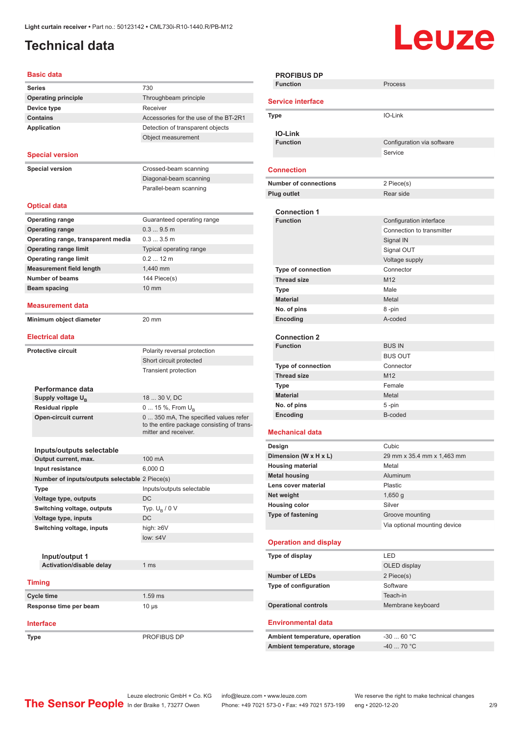# Technical data

## Basic data

| | |
|---|---|
| Series | 730 |
| Operating principle | Throughbeam principle |
| Device type | Receiver |
| Contains | Accessories for the use of the BT-2R1 |
| Application | Detection of transparent objects |
| | Object measurement |

## Special version

| | |
|---|---|
| Special version | Crossed-beam scanning |
| | Diagonal-beam scanning |
| | Parallel-beam scanning |

## Optical data

| | |
|---|---|
| Operating range | Guaranteed operating range |
| Operating range | 0.3 ... 9.5 m |
| Operating range, transparent media | 0.3 ... 3.5 m |
| Operating range limit | Typical operating range |
| Operating range limit | 0.2 ... 12 m |
| Measurement field length | 1,440 mm |
| Number of beams | 144 Piece(s) |
| Beam spacing | 10 mm |

## Measurement data

| | |
|---|---|
| Minimum object diameter | 20 mm |

## Electrical data

| | |
|---|---|
| Protective circuit | Polarity reversal protection |
| | Short circuit protected |
| | Transient protection |

### Performance data

| | |
|---|---|
| Supply voltage $U_B$ | 18 ... 30 V, DC |
| Residual ripple | 0 ... 15 %, From $U_B$ |
| Open-circuit current | 0 ... 350 mA, The specified values refer to the entire package consisting of transmitter and receiver. |

### Inputs/outputs selectable

| | |
|---|---|
| Output current, max. | 100 mA |
| Input resistance | 6,000 Ω |
| Number of inputs/outputs selectable | 2 Piece(s) |
| Type | Inputs/outputs selectable |
| Voltage type, outputs | DC |
| Switching voltage, outputs | Typ. $U_B$ / 0 V |
| Voltage type, inputs | DC |
| Switching voltage, inputs | high: ≥6V |
| | low: ≤4V |

#### Input/output 1

| | |
|---|---|
| Activation/disable delay | 1 ms |

## Timing

| | |
|---|---|
| Cycle time | 1.59 ms |
| Response time per beam | 10 µs |

## Interface

| | |
|---|---|
| Type | PROFIBUS DP |

### PROFIBUS DP

| | |
|---|---|
| Function | Process |

## Service interface

| | |
|---|---|
| Type | IO-Link |

### IO-Link

| | |
|---|---|
| Function | Configuration via software |
| | Service |

## Connection

| | |
|---|---|
| Number of connections | 2 Piece(s) |
| Plug outlet | Rear side |

### Connection 1

| | |
|---|---|
| Function | Configuration interface |
| | Connection to transmitter |
| | Signal IN |
| | Signal OUT |
| | Voltage supply |
| Type of connection | Connector |
| Thread size | M12 |
| Type | Male |
| Material | Metal |
| No. of pins | 8 -pin |
| Encoding | A-coded |

### Connection 2

| | |
|---|---|
| Function | BUS IN |
| | BUS OUT |
| Type of connection | Connector |
| Thread size | M12 |
| Type | Female |
| Material | Metal |
| No. of pins | 5 -pin |
| Encoding | B-coded |

## Mechanical data

| | |
|---|---|
| Design | Cubic |
| Dimension (W x H x L) | 29 mm x 35.4 mm x 1,463 mm |
| Housing material | Metal |
| Metal housing | Aluminum |
| Lens cover material | Plastic |
| Net weight | 1,650 g |
| Housing color | Silver |
| Type of fastening | Groove mounting |
| | Via optional mounting device |

## Operation and display

| | |
|---|---|
| Type of display | LED |
| | OLED display |
| Number of LEDs | 2 Piece(s) |
| Type of configuration | Software |
| | Teach-in |
| Operational controls | Membrane keyboard |

## Environmental data

| | |
|---|---|
| Ambient temperature, operation | -30 ... 60 °C |
| Ambient temperature, storage | -40 ... 70 °C |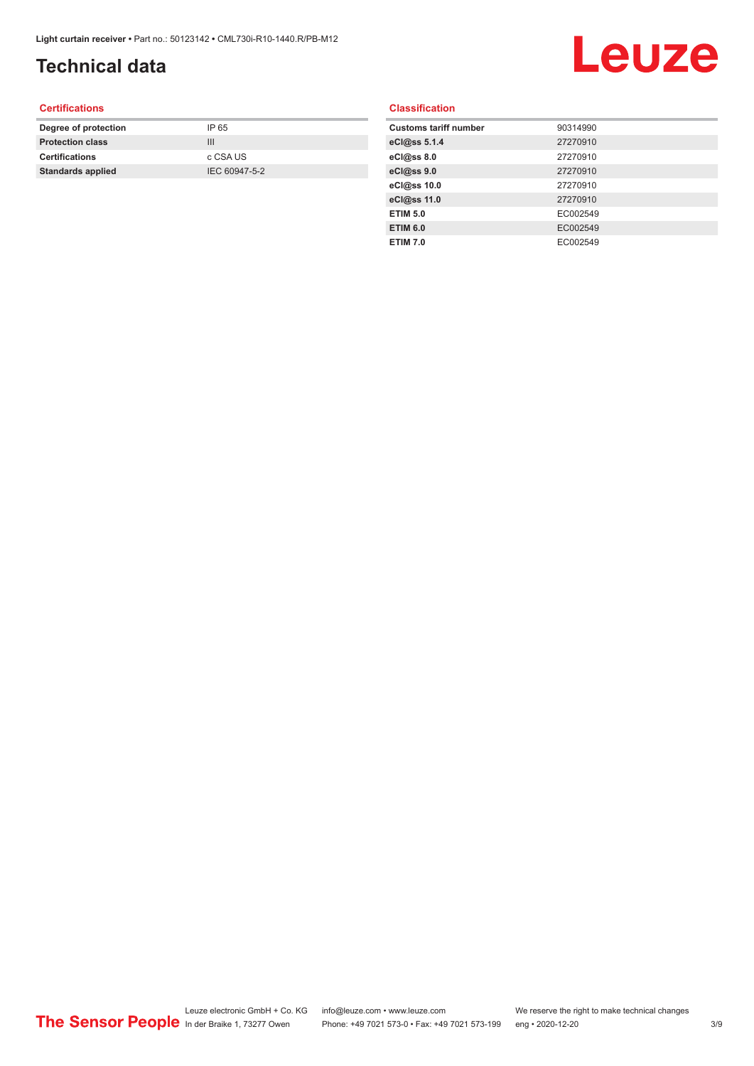# Technical data

## Certifications

| | |
|---|---|
| **Degree of protection** | IP 65 |
| **Protection class** | III |
| **Certifications** | c CSA US |
| **Standards applied** | IEC 60947-5-2 |

## Classification

| | |
|---|---|
| **Customs tariff number** | 90314990 |
| **eCl@ss 5.1.4** | 27270910 |
| **eCl@ss 8.0** | 27270910 |
| **eCl@ss 9.0** | 27270910 |
| **eCl@ss 10.0** | 27270910 |
| **eCl@ss 11.0** | 27270910 |
| **ETIM 5.0** | EC002549 |
| **ETIM 6.0** | EC002549 |
| **ETIM 7.0** | EC002549 |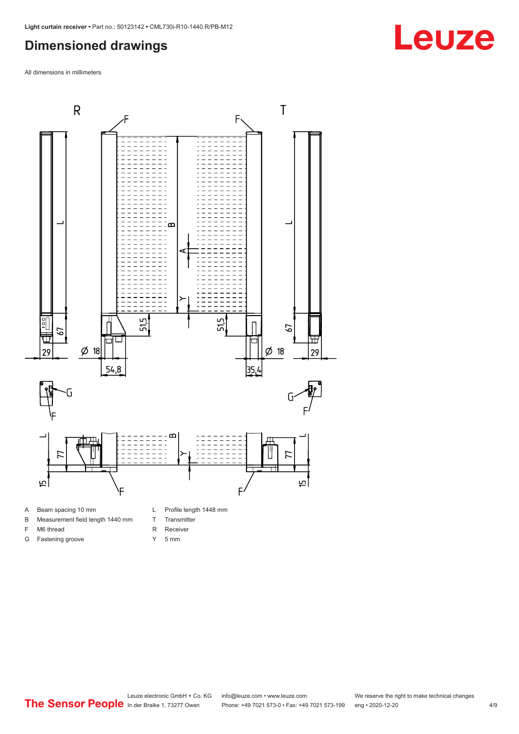# Dimensioned drawings

All dimensions in millimeters

R

T

F

L

67

29

Ø 18

54,8

51,5

B

A

Y

35,4

G

77

15

- A Beam spacing 10 mm
- B Measurement field length 1440 mm
- F M6 thread
- G Fastening groove
- L Profile length 1448 mm
- T Transmitter
- R Receiver
- Y 5 mm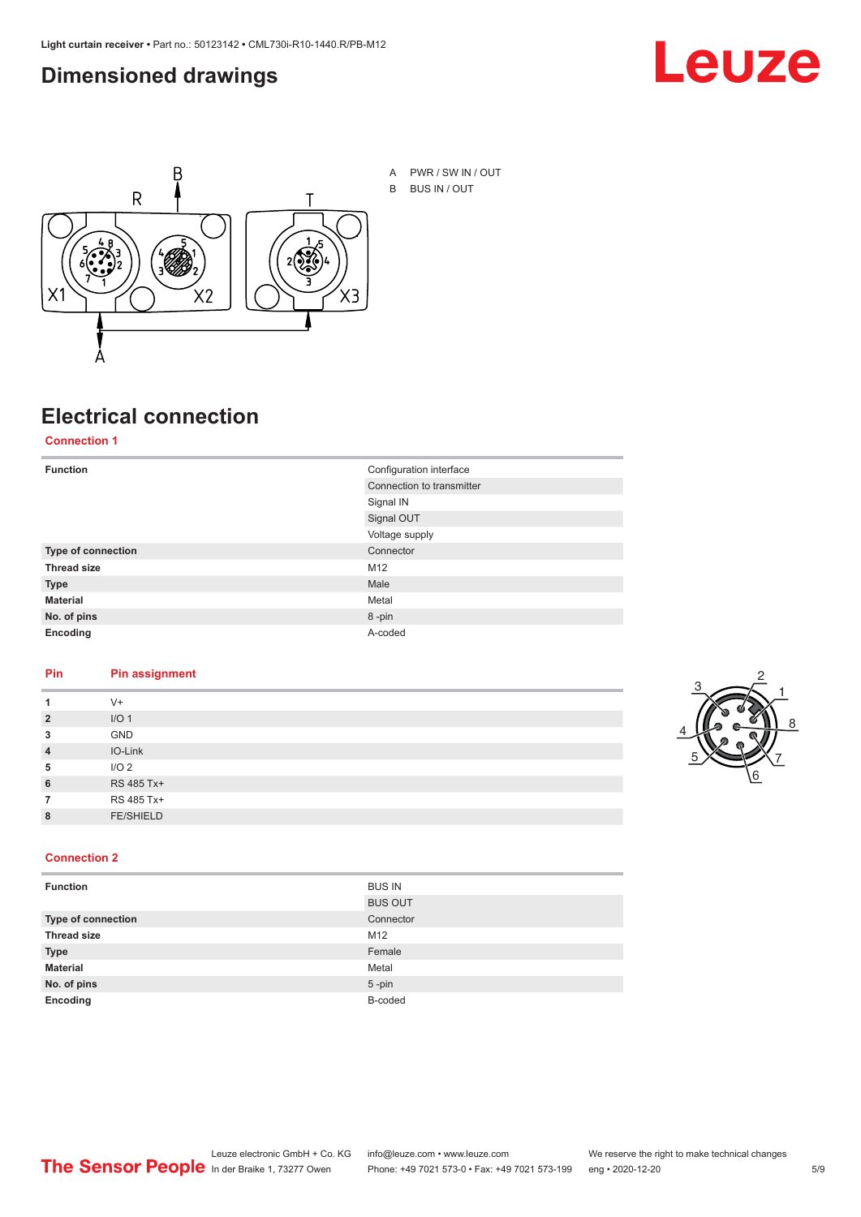# Dimensioned drawings

A PWR / SW IN / OUT

B BUS IN / OUT

R

T

X1

X2

X3

# Electrical connection

## Connection 1

| | |
|---|---|
| **Function** | Configuration interface |
| | Connection to transmitter |
| | Signal IN |
| | Signal OUT |
| | Voltage supply |
| **Type of connection** | Connector |
| **Thread size** | M12 |
| **Type** | Male |
| **Material** | Metal |
| **No. of pins** | 8 -pin |
| **Encoding** | A-coded |

| Pin | Pin assignment |
|---|---|
| **1** | V+ |
| **2** | I/O 1 |
| **3** | GND |
| **4** | IO-Link |
| **5** | I/O 2 |
| **6** | RS 485 Tx+ |
| **7** | RS 485 Tx+ |
| **8** | FE/SHIELD |

## Connection 2

| | |
|---|---|
| **Function** | BUS IN |
| | BUS OUT |
| **Type of connection** | Connector |
| **Thread size** | M12 |
| **Type** | Female |
| **Material** | Metal |
| **No. of pins** | 5 -pin |
| **Encoding** | B-coded |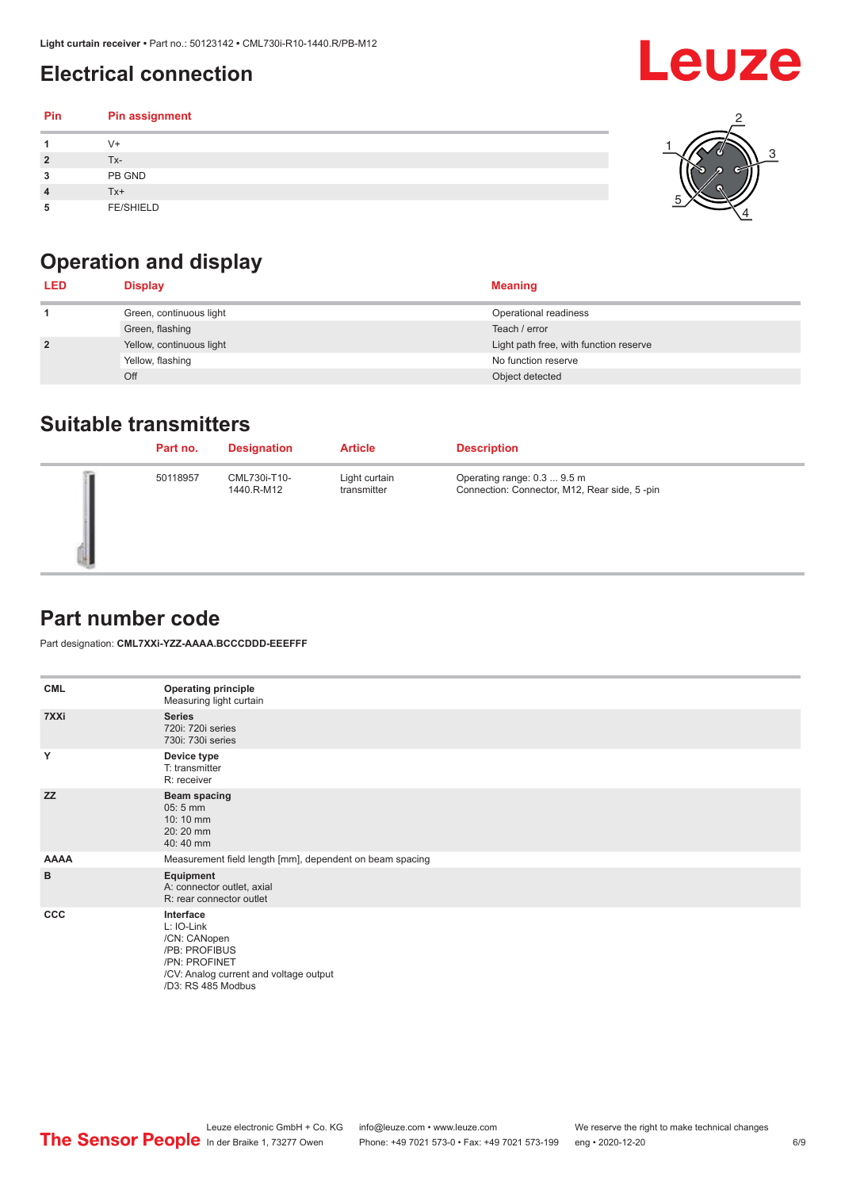## Electrical connection

| Pin | Pin assignment |
|---|---|
| 1 | V+ |
| 2 | Tx- |
| 3 | PB GND |
| 4 | Tx+ |
| 5 | FE/SHIELD |

## Operation and display

| LED | Display | Meaning |
|---|---|---|
| 1 | Green, continuous light | Operational readiness |
| | Green, flashing | Teach / error |
| 2 | Yellow, continuous light | Light path free, with function reserve |
| | Yellow, flashing | No function reserve |
| | Off | Object detected |

## Suitable transmitters

| | Part no. | Designation | Article | Description |
|---|---|---|---|---|
| | 50118957 | CML730i-T10-1440.R-M12 | Light curtain transmitter | Operating range: 0.3 ... 9.5 m<br>Connection: Connector, M12, Rear side, 5 -pin |

## Part number code

Part designation: **CML7XXi-YZZ-AAAA.BCCCDDD-EEEFFF**

| | |
|---|---|
| CML | **Operating principle**<br>Measuring light curtain |
| 7XXi | **Series**<br>720i: 720i series<br>730i: 730i series |
| Y | **Device type**<br>T: transmitter<br>R: receiver |
| ZZ | **Beam spacing**<br>05: 5 mm<br>10: 10 mm<br>20: 20 mm<br>40: 40 mm |
| AAAA | Measurement field length [mm], dependent on beam spacing |
| B | **Equipment**<br>A: connector outlet, axial<br>R: rear connector outlet |
| CCC | **Interface**<br>L: IO-Link<br>/CN: CANopen<br>/PB: PROFIBUS<br>/PN: PROFINET<br>/CV: Analog current and voltage output<br>/D3: RS 485 Modbus |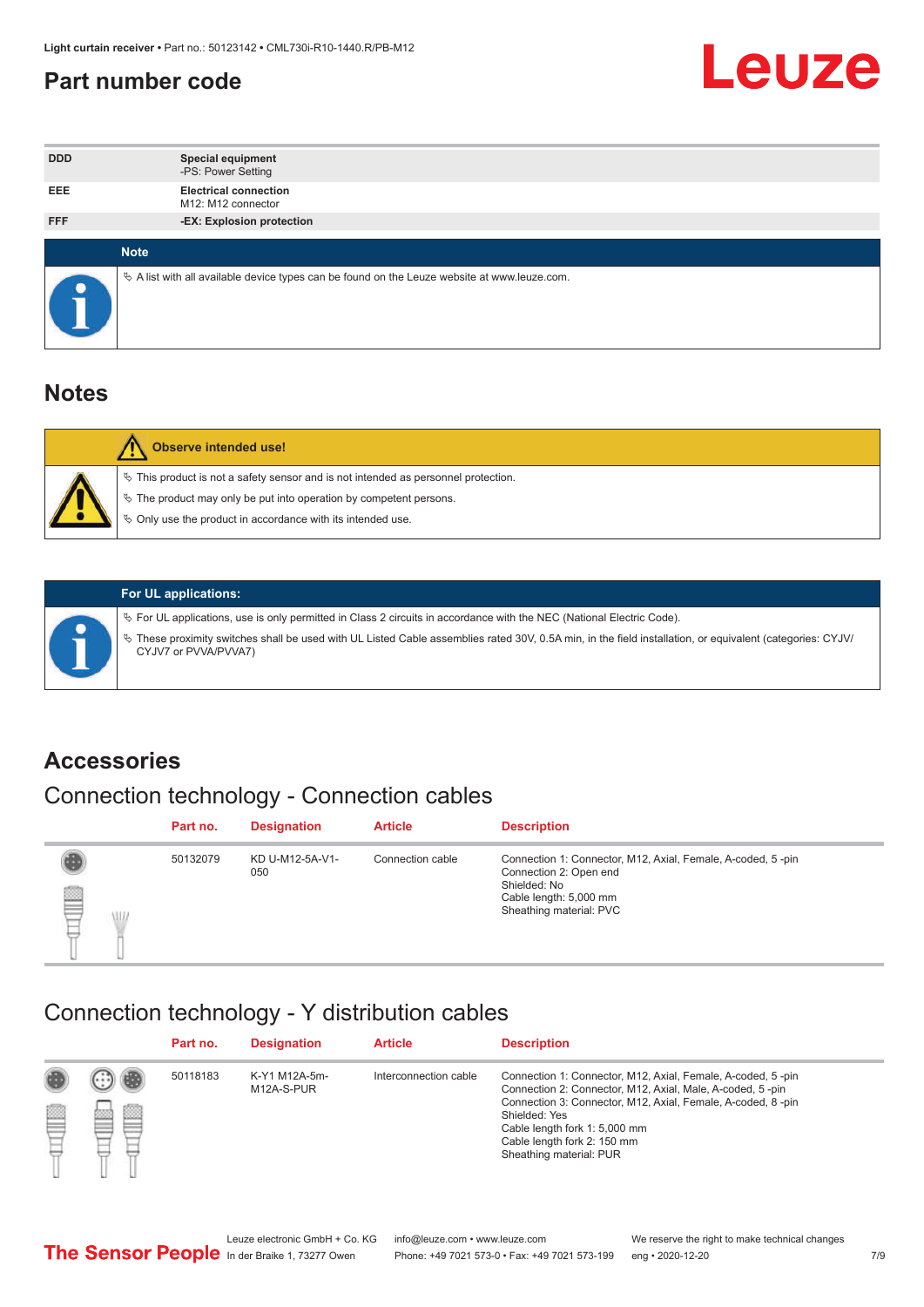## Part number code

| | |
|---|---|
| DDD | **Special equipment**<br>-PS: Power Setting |
| EEE | **Electrical connection**<br>M12: M12 connector |
| FFF | **-EX: Explosion protection** |

**Note**

- A list with all available device types can be found on the Leuze website at www.leuze.com.

## Notes

**Observe intended use!**

- This product is not a safety sensor and is not intended as personnel protection.
- The product may only be put into operation by competent persons.
- Only use the product in accordance with its intended use.

**For UL applications:**

- For UL applications, use is only permitted in Class 2 circuits in accordance with the NEC (National Electric Code).
- These proximity switches shall be used with UL Listed Cable assemblies rated 30V, 0.5A min, in the field installation, or equivalent (categories: CYJV/ CYJV7 or PVVA/PVVA7)

## Accessories

### Connection technology - Connection cables

| Part no. | Designation | Article | Description |
|---|---|---|---|
| 50132079 | KD U-M12-5A-V1-050 | Connection cable | Connection 1: Connector, M12, Axial, Female, A-coded, 5 -pin<br>Connection 2: Open end<br>Shielded: No<br>Cable length: 5,000 mm<br>Sheathing material: PVC |

### Connection technology - Y distribution cables

| Part no. | Designation | Article | Description |
|---|---|---|---|
| 50118183 | K-Y1 M12A-5m-M12A-S-PUR | Interconnection cable | Connection 1: Connector, M12, Axial, Female, A-coded, 5 -pin<br>Connection 2: Connector, M12, Axial, Male, A-coded, 5 -pin<br>Connection 3: Connector, M12, Axial, Female, A-coded, 8 -pin<br>Shielded: Yes<br>Cable length fork 1: 5,000 mm<br>Cable length fork 2: 150 mm<br>Sheathing material: PUR |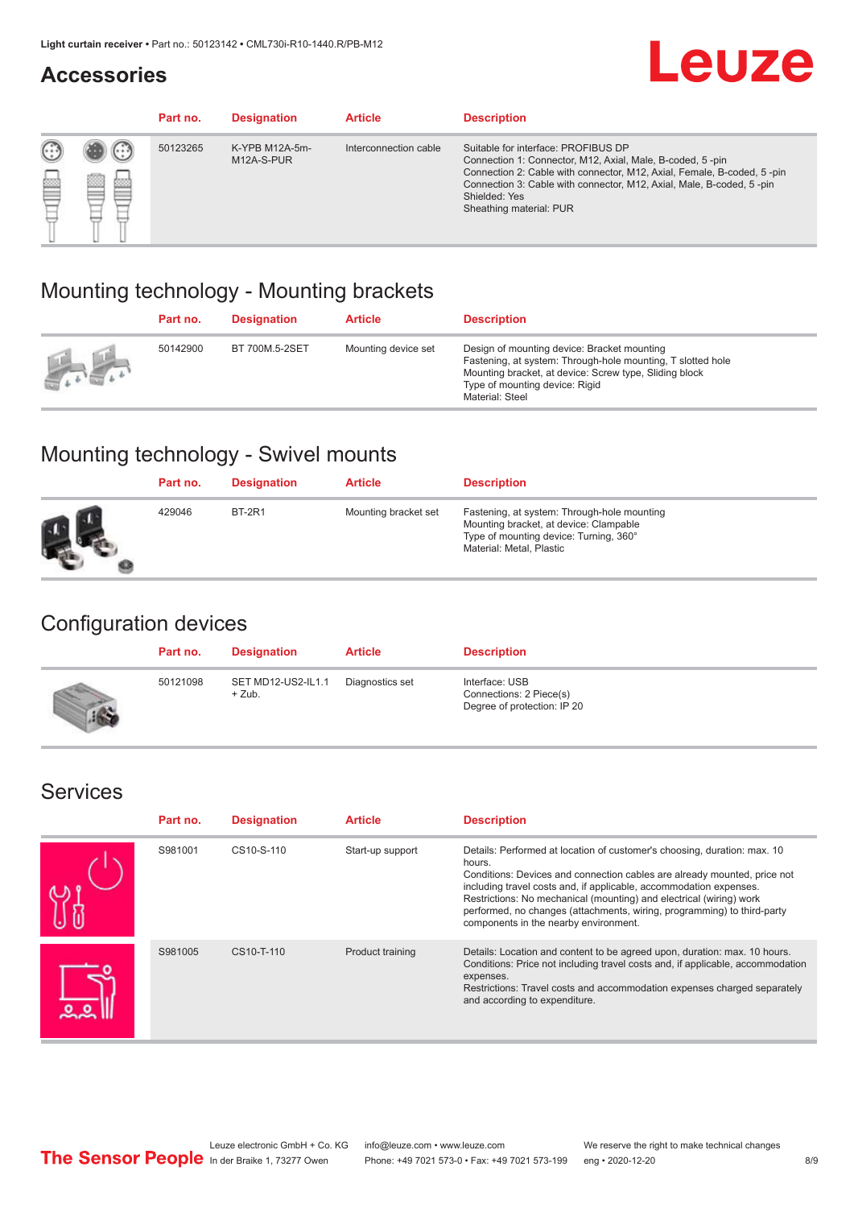## Accessories

| | Part no. | Designation | Article | Description |
|---|---|---|---|---|
| | 50123265 | K-YPB M12A-5m-M12A-S-PUR | Interconnection cable | Suitable for interface: PROFIBUS DP<br>Connection 1: Connector, M12, Axial, Male, B-coded, 5 -pin<br>Connection 2: Cable with connector, M12, Axial, Female, B-coded, 5 -pin<br>Connection 3: Cable with connector, M12, Axial, Male, B-coded, 5 -pin<br>Shielded: Yes<br>Sheathing material: PUR |

## Mounting technology - Mounting brackets

| | Part no. | Designation | Article | Description |
|---|---|---|---|---|
| | 50142900 | BT 700M.5-2SET | Mounting device set | Design of mounting device: Bracket mounting<br>Fastening, at system: Through-hole mounting, T slotted hole<br>Mounting bracket, at device: Screw type, Sliding block<br>Type of mounting device: Rigid<br>Material: Steel |

## Mounting technology - Swivel mounts

| | Part no. | Designation | Article | Description |
|---|---|---|---|---|
| | 429046 | BT-2R1 | Mounting bracket set | Fastening, at system: Through-hole mounting<br>Mounting bracket, at device: Clampable<br>Type of mounting device: Turning, 360°<br>Material: Metal, Plastic |

## Configuration devices

| | Part no. | Designation | Article | Description |
|---|---|---|---|---|
| | 50121098 | SET MD12-US2-IL1.1 + Zub. | Diagnostics set | Interface: USB<br>Connections: 2 Piece(s)<br>Degree of protection: IP 20 |

## Services

| | Part no. | Designation | Article | Description |
|---|---|---|---|---|
| | S981001 | CS10-S-110 | Start-up support | Details: Performed at location of customer's choosing, duration: max. 10 hours.<br>Conditions: Devices and connection cables are already mounted, price not including travel costs and, if applicable, accommodation expenses.<br>Restrictions: No mechanical (mounting) and electrical (wiring) work performed, no changes (attachments, wiring, programming) to third-party components in the nearby environment. |
| | S981005 | CS10-T-110 | Product training | Details: Location and content to be agreed upon, duration: max. 10 hours.<br>Conditions: Price not including travel costs and, if applicable, accommodation expenses.<br>Restrictions: Travel costs and accommodation expenses charged separately and according to expenditure. |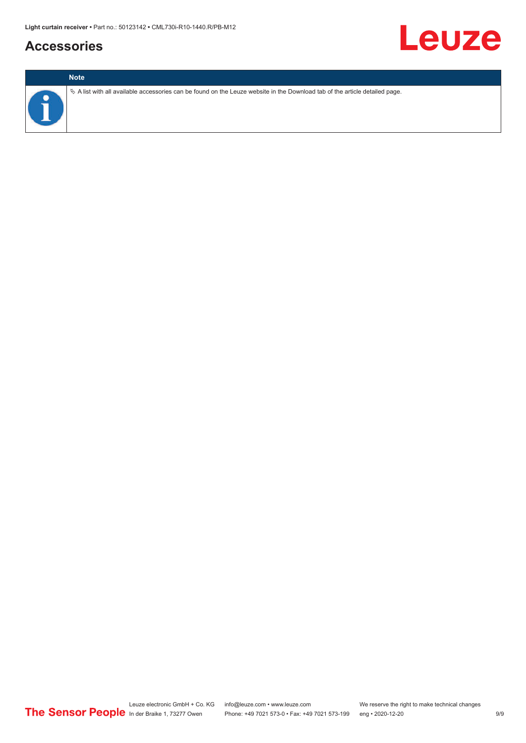## Accessories

| | Note |
|---|---|
| | ↳ A list with all available accessories can be found on the Leuze website in the Download tab of the article detailed page. |